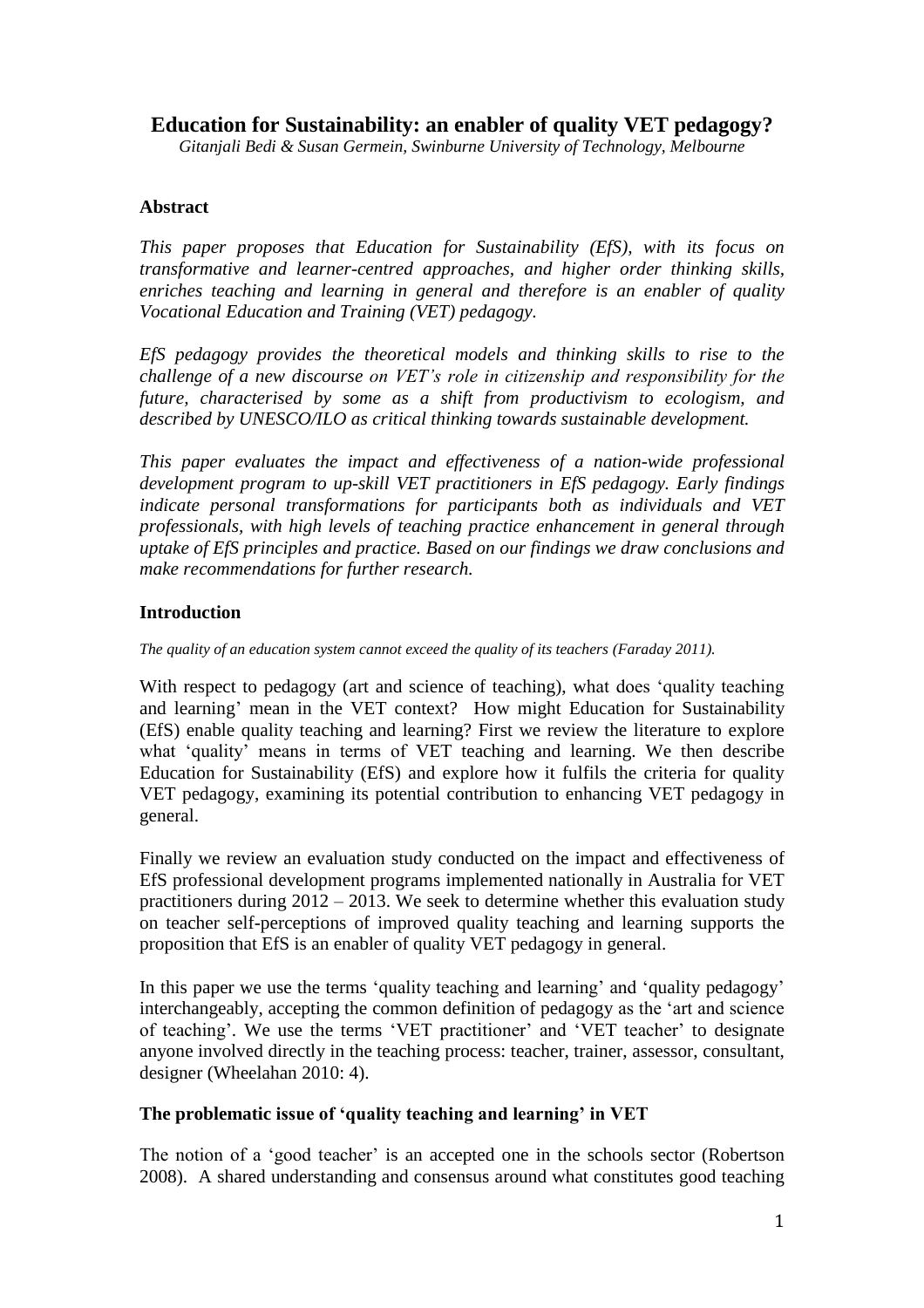# Education for Sustainability: an enabler of quality VET pedagogy?

*Gitanjali Bedi & Susan Germein, Swinburne University of Technology, Melbourne*

## Abstract

*This paper proposes that Education for Sustainability (EfS), with its focus on transformative and learner-centred approaches, and higher order thinking skills, enriches teaching and learning in general and therefore is an enabler of quality Vocational Education and Training (VET) pedagogy.*

*EfS pedagogy provides the theoretical models and thinking skills to rise to the challenge of a new discourse on VET's role in citizenship and responsibility for the future, characterised by some as a shift from productivism to ecologism, and described by UNESCO/ILO as critical thinking towards sustainable development.*

*This paper evaluates the impact and effectiveness of a nation-wide professional development program to up-skill VET practitioners in EfS pedagogy. Early findings indicate personal transformations for participants both as individuals and VET professionals, with high levels of teaching practice enhancement in general through uptake of EfS principles and practice. Based on our findings we draw conclusions and make recommendations for further research.*

## Introduction

*The quality of an education system cannot exceed the quality of its teachers (Faraday 2011).*

With respect to pedagogy (art and science of teaching), what does 'quality teaching and learning' mean in the VET context? How might Education for Sustainability (EfS) enable quality teaching and learning? First we review the literature to explore what 'quality' means in terms of VET teaching and learning. We then describe Education for Sustainability (EfS) and explore how it fulfils the criteria for quality VET pedagogy, examining its potential contribution to enhancing VET pedagogy in general.

Finally we review an evaluation study conducted on the impact and effectiveness of EfS professional development programs implemented nationally in Australia for VET practitioners during 2012 – 2013. We seek to determine whether this evaluation study on teacher self-perceptions of improved quality teaching and learning supports the proposition that EfS is an enabler of quality VET pedagogy in general.

In this paper we use the terms 'quality teaching and learning' and 'quality pedagogy' interchangeably, accepting the common definition of pedagogy as the 'art and science of teaching'. We use the terms 'VET practitioner' and 'VET teacher' to designate anyone involved directly in the teaching process: teacher, trainer, assessor, consultant, designer (Wheelahan 2010: 4).

## The problematic issue of 'quality teaching and learning' in VET

The notion of a 'good teacher' is an accepted one in the schools sector (Robertson 2008). A shared understanding and consensus around what constitutes good teaching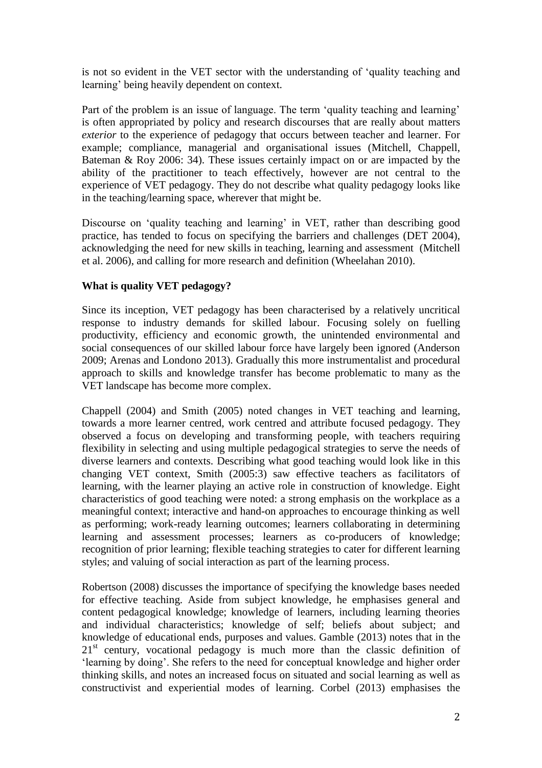is not so evident in the VET sector with the understanding of 'quality teaching and learning' being heavily dependent on context.

Part of the problem is an issue of language. The term 'quality teaching and learning' is often appropriated by policy and research discourses that are really about matters *exterior* to the experience of pedagogy that occurs between teacher and learner. For example; compliance, managerial and organisational issues (Mitchell, Chappell, Bateman & Roy 2006: 34). These issues certainly impact on or are impacted by the ability of the practitioner to teach effectively, however are not central to the experience of VET pedagogy. They do not describe what quality pedagogy looks like in the teaching/learning space, wherever that might be.

Discourse on 'quality teaching and learning' in VET, rather than describing good practice, has tended to focus on specifying the barriers and challenges (DET 2004), acknowledging the need for new skills in teaching, learning and assessment (Mitchell et al. 2006), and calling for more research and definition (Wheelahan 2010).

### What is quality VET pedagogy?

Since its inception, VET pedagogy has been characterised by a relatively uncritical response to industry demands for skilled labour. Focusing solely on fuelling productivity, efficiency and economic growth, the unintended environmental and social consequences of our skilled labour force have largely been ignored (Anderson 2009; Arenas and Londono 2013). Gradually this more instrumentalist and procedural approach to skills and knowledge transfer has become problematic to many as the VET landscape has become more complex.

Chappell (2004) and Smith (2005) noted changes in VET teaching and learning, towards a more learner centred, work centred and attribute focused pedagogy. They observed a focus on developing and transforming people, with teachers requiring flexibility in selecting and using multiple pedagogical strategies to serve the needs of diverse learners and contexts. Describing what good teaching would look like in this changing VET context, Smith (2005:3) saw effective teachers as facilitators of learning, with the learner playing an active role in construction of knowledge. Eight characteristics of good teaching were noted: a strong emphasis on the workplace as a meaningful context; interactive and hand-on approaches to encourage thinking as well as performing; work-ready learning outcomes; learners collaborating in determining learning and assessment processes; learners as co-producers of knowledge; recognition of prior learning; flexible teaching strategies to cater for different learning styles; and valuing of social interaction as part of the learning process.

Robertson (2008) discusses the importance of specifying the knowledge bases needed for effective teaching. Aside from subject knowledge, he emphasises general and content pedagogical knowledge; knowledge of learners, including learning theories and individual characteristics; knowledge of self; beliefs about subject; and knowledge of educational ends, purposes and values. Gamble (2013) notes that in the 21st century, vocational pedagogy is much more than the classic definition of 'learning by doing'. She refers to the need for conceptual knowledge and higher order thinking skills, and notes an increased focus on situated and social learning as well as constructivist and experiential modes of learning. Corbel (2013) emphasises the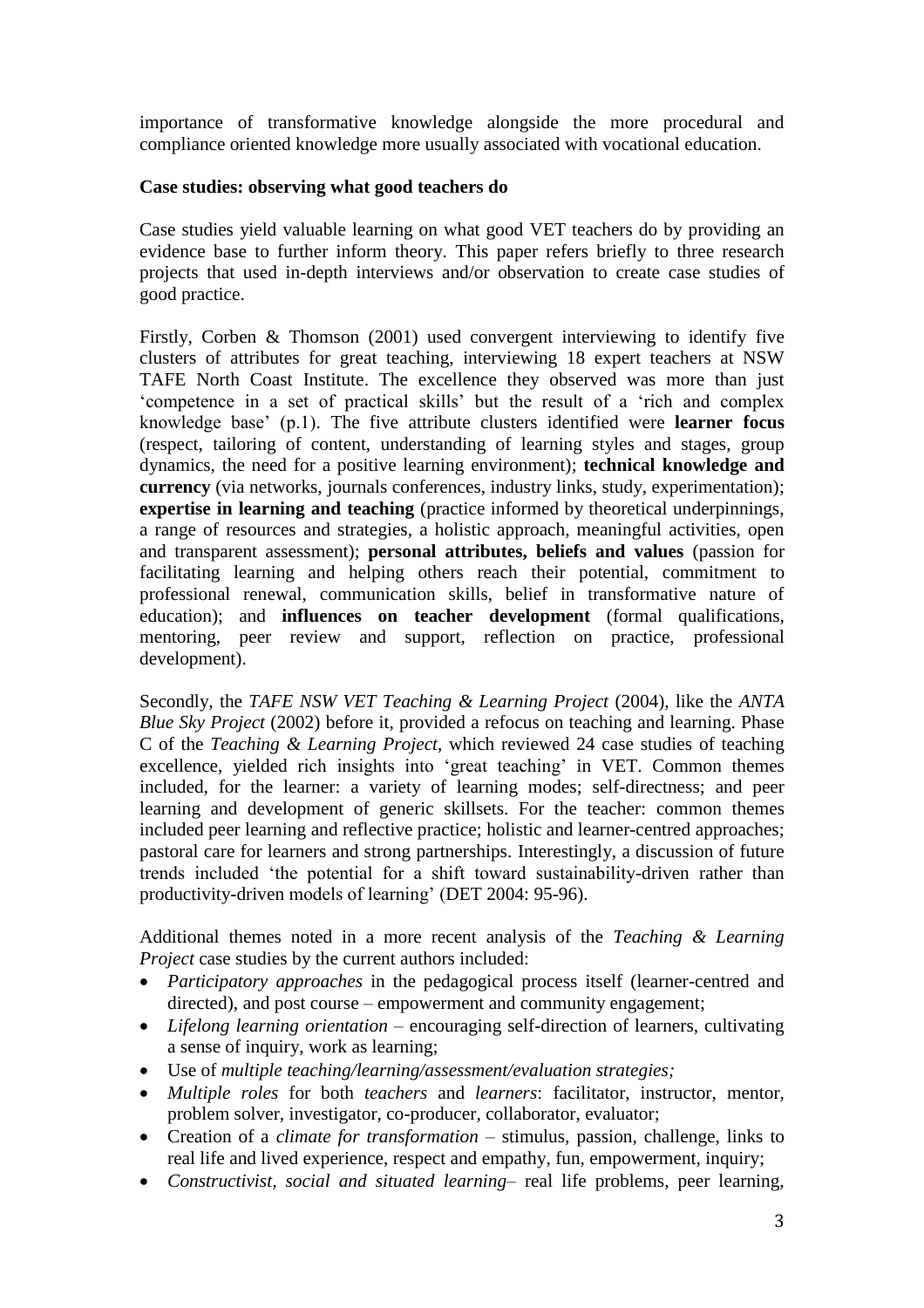importance of transformative knowledge alongside the more procedural and compliance oriented knowledge more usually associated with vocational education.

**Case studies: observing what good teachers do**

Case studies yield valuable learning on what good VET teachers do by providing an evidence base to further inform theory. This paper refers briefly to three research projects that used in-depth interviews and/or observation to create case studies of good practice.

Firstly, Corben & Thomson (2001) used convergent interviewing to identify five clusters of attributes for great teaching, interviewing 18 expert teachers at NSW TAFE North Coast Institute. The excellence they observed was more than just 'competence in a set of practical skills' but the result of a 'rich and complex knowledge base' (p.1). The five attribute clusters identified were **learner focus** (respect, tailoring of content, understanding of learning styles and stages, group dynamics, the need for a positive learning environment); **technical knowledge and currency** (via networks, journals conferences, industry links, study, experimentation); **expertise in learning and teaching** (practice informed by theoretical underpinnings, a range of resources and strategies, a holistic approach, meaningful activities, open and transparent assessment); **personal attributes, beliefs and values** (passion for facilitating learning and helping others reach their potential, commitment to professional renewal, communication skills, belief in transformative nature of education); and **influences on teacher development** (formal qualifications, mentoring, peer review and support, reflection on practice, professional development).

Secondly, the *TAFE NSW VET Teaching & Learning Project* (2004), like the *ANTA Blue Sky Project* (2002) before it, provided a refocus on teaching and learning. Phase C of the *Teaching & Learning Project*, which reviewed 24 case studies of teaching excellence, yielded rich insights into 'great teaching' in VET. Common themes included, for the learner: a variety of learning modes; self-directness; and peer learning and development of generic skillsets. For the teacher: common themes included peer learning and reflective practice; holistic and learner-centred approaches; pastoral care for learners and strong partnerships. Interestingly, a discussion of future trends included 'the potential for a shift toward sustainability-driven rather than productivity-driven models of learning' (DET 2004: 95-96).

Additional themes noted in a more recent analysis of the *Teaching & Learning Project* case studies by the current authors included:

- *Participatory approaches* in the pedagogical process itself (learner-centred and directed), and post course – empowerment and community engagement;
- *Lifelong learning orientation* – encouraging self-direction of learners, cultivating a sense of inquiry, work as learning;
- Use of *multiple teaching/learning/assessment/evaluation strategies;*
- *Multiple roles* for both *teachers* and *learners*: facilitator, instructor, mentor, problem solver, investigator, co-producer, collaborator, evaluator;
- Creation of a *climate for transformation* – stimulus, passion, challenge, links to real life and lived experience, respect and empathy, fun, empowerment, inquiry;
- *Constructivist, social and situated learning*– real life problems, peer learning,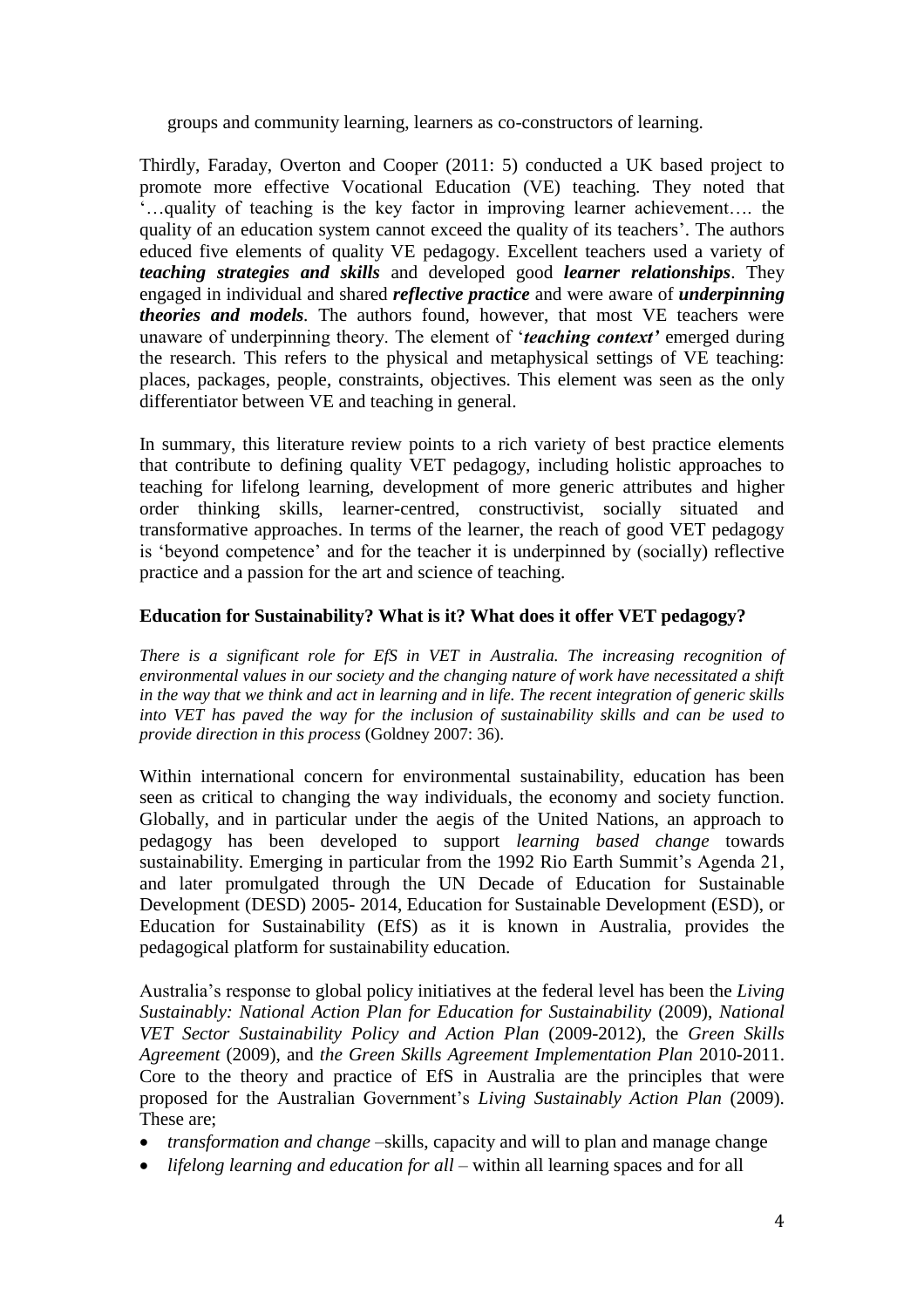groups and community learning, learners as co-constructors of learning.

Thirdly, Faraday, Overton and Cooper (2011: 5) conducted a UK based project to promote more effective Vocational Education (VE) teaching. They noted that '…quality of teaching is the key factor in improving learner achievement…. the quality of an education system cannot exceed the quality of its teachers'. The authors educed five elements of quality VE pedagogy. Excellent teachers used a variety of ***teaching strategies and skills*** and developed good ***learner relationships***. They engaged in individual and shared ***reflective practice*** and were aware of ***underpinning theories and models***. The authors found, however, that most VE teachers were unaware of underpinning theory. The element of '***teaching context'*** emerged during the research. This refers to the physical and metaphysical settings of VE teaching: places, packages, people, constraints, objectives. This element was seen as the only differentiator between VE and teaching in general.

In summary, this literature review points to a rich variety of best practice elements that contribute to defining quality VET pedagogy, including holistic approaches to teaching for lifelong learning, development of more generic attributes and higher order thinking skills, learner-centred, constructivist, socially situated and transformative approaches. In terms of the learner, the reach of good VET pedagogy is 'beyond competence' and for the teacher it is underpinned by (socially) reflective practice and a passion for the art and science of teaching.

**Education for Sustainability? What is it? What does it offer VET pedagogy?**

*There is a significant role for EfS in VET in Australia. The increasing recognition of environmental values in our society and the changing nature of work have necessitated a shift in the way that we think and act in learning and in life. The recent integration of generic skills into VET has paved the way for the inclusion of sustainability skills and can be used to provide direction in this process* (Goldney 2007: 36).

Within international concern for environmental sustainability, education has been seen as critical to changing the way individuals, the economy and society function. Globally, and in particular under the aegis of the United Nations, an approach to pedagogy has been developed to support *learning based change* towards sustainability. Emerging in particular from the 1992 Rio Earth Summit's Agenda 21, and later promulgated through the UN Decade of Education for Sustainable Development (DESD) 2005- 2014, Education for Sustainable Development (ESD), or Education for Sustainability (EfS) as it is known in Australia, provides the pedagogical platform for sustainability education.

Australia's response to global policy initiatives at the federal level has been the *Living Sustainably: National Action Plan for Education for Sustainability* (2009), *National VET Sector Sustainability Policy and Action Plan* (2009-2012), the *Green Skills Agreement* (2009), and *the Green Skills Agreement Implementation Plan* 2010-2011. Core to the theory and practice of EfS in Australia are the principles that were proposed for the Australian Government's *Living Sustainably Action Plan* (2009). These are;

- *transformation and change* –skills, capacity and will to plan and manage change
- *lifelong learning and education for all* – within all learning spaces and for all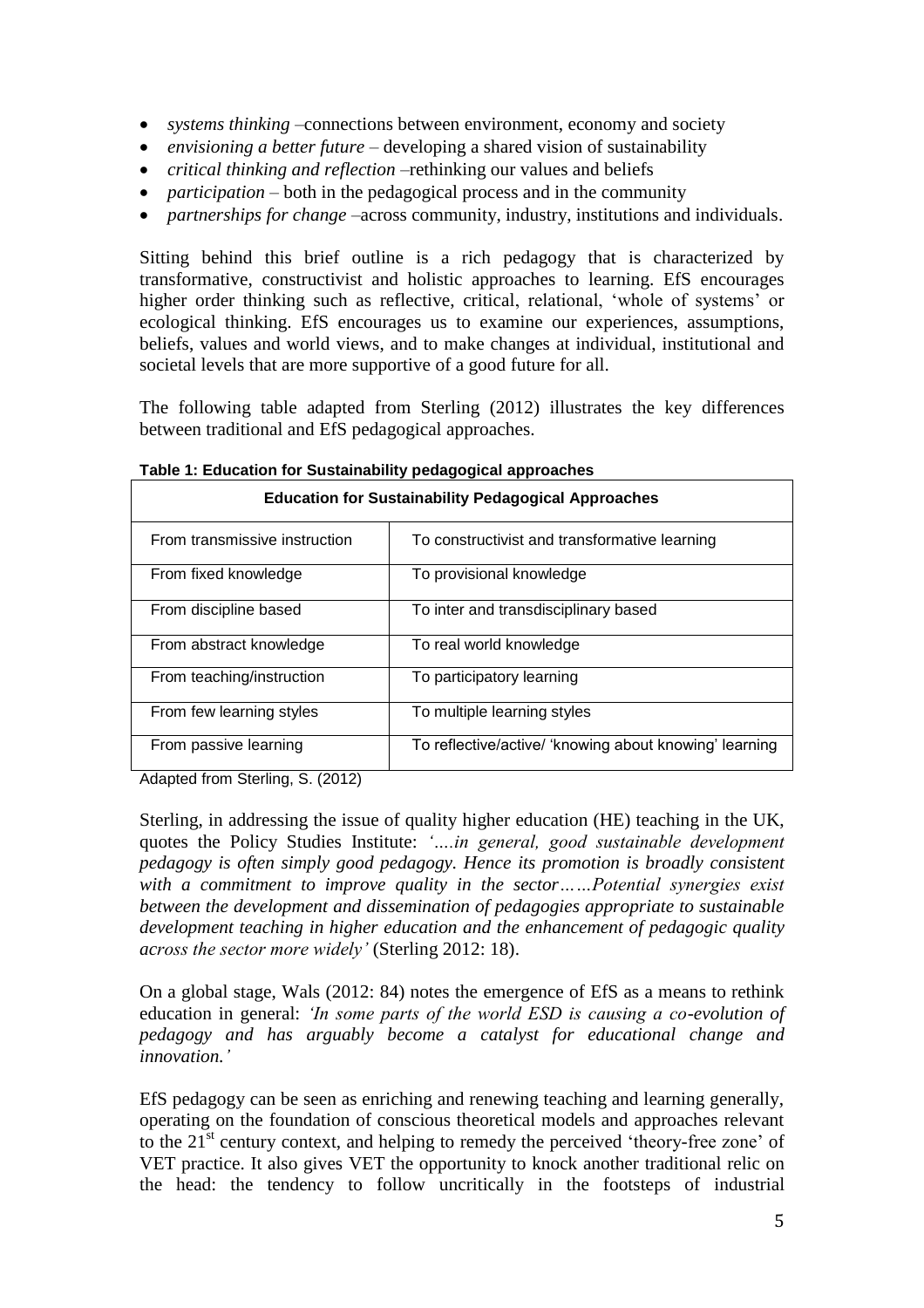- *systems thinking* –connections between environment, economy and society
- *envisioning a better future* – developing a shared vision of sustainability
- *critical thinking and reflection* –rethinking our values and beliefs
- *participation* – both in the pedagogical process and in the community
- *partnerships for change* –across community, industry, institutions and individuals.

Sitting behind this brief outline is a rich pedagogy that is characterized by transformative, constructivist and holistic approaches to learning. EfS encourages higher order thinking such as reflective, critical, relational, 'whole of systems' or ecological thinking. EfS encourages us to examine our experiences, assumptions, beliefs, values and world views, and to make changes at individual, institutional and societal levels that are more supportive of a good future for all.

The following table adapted from Sterling (2012) illustrates the key differences between traditional and EfS pedagogical approaches.

**Table 1: Education for Sustainability pedagogical approaches**

| Education for Sustainability Pedagogical Approaches | |
|---|---|
| From transmissive instruction | To constructivist and transformative learning |
| From fixed knowledge | To provisional knowledge |
| From discipline based | To inter and transdisciplinary based |
| From abstract knowledge | To real world knowledge |
| From teaching/instruction | To participatory learning |
| From few learning styles | To multiple learning styles |
| From passive learning | To reflective/active/ 'knowing about knowing' learning |

Adapted from Sterling, S. (2012)

Sterling, in addressing the issue of quality higher education (HE) teaching in the UK, quotes the Policy Studies Institute: *'….in general, good sustainable development pedagogy is often simply good pedagogy. Hence its promotion is broadly consistent with a commitment to improve quality in the sector……Potential synergies exist between the development and dissemination of pedagogies appropriate to sustainable development teaching in higher education and the enhancement of pedagogic quality across the sector more widely'* (Sterling 2012: 18).

On a global stage, Wals (2012: 84) notes the emergence of EfS as a means to rethink education in general: *'In some parts of the world ESD is causing a co-evolution of pedagogy and has arguably become a catalyst for educational change and innovation.'*

EfS pedagogy can be seen as enriching and renewing teaching and learning generally, operating on the foundation of conscious theoretical models and approaches relevant to the 21st century context, and helping to remedy the perceived 'theory-free zone' of VET practice. It also gives VET the opportunity to knock another traditional relic on the head: the tendency to follow uncritically in the footsteps of industrial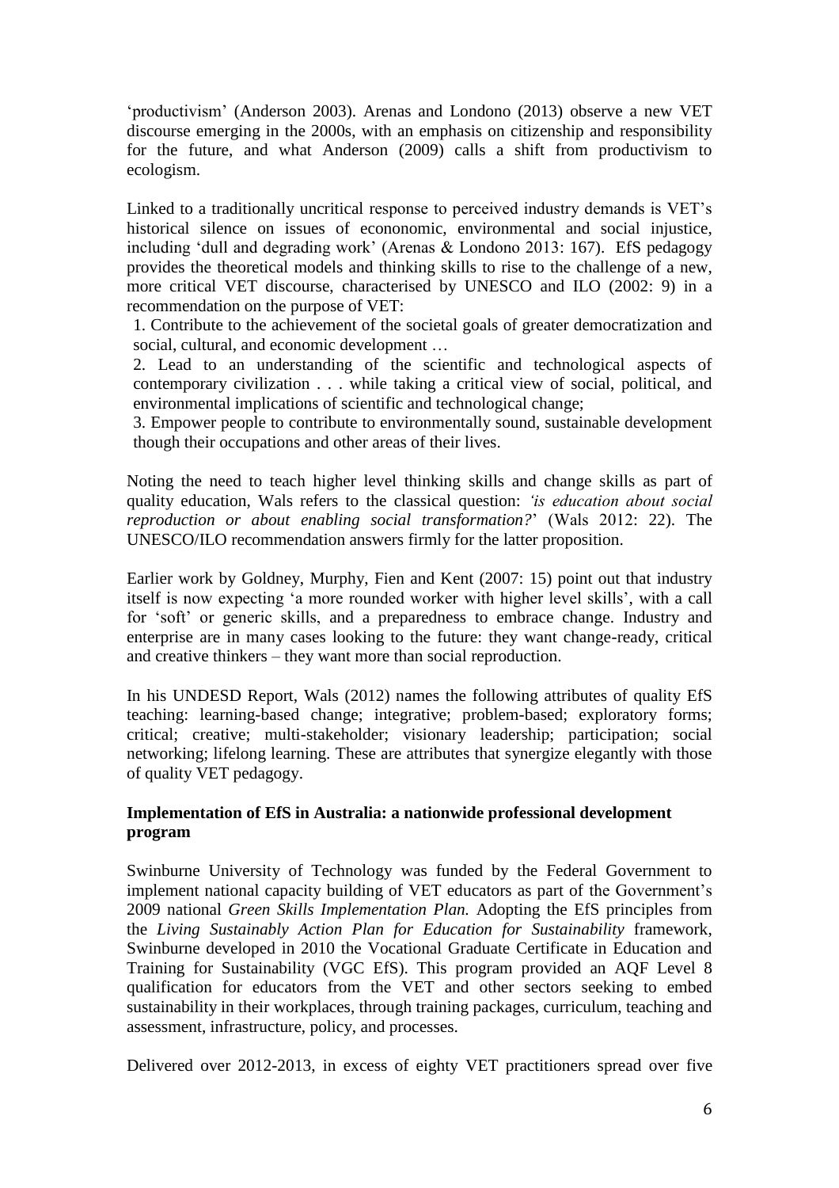'productivism' (Anderson 2003). Arenas and Londono (2013) observe a new VET discourse emerging in the 2000s, with an emphasis on citizenship and responsibility for the future, and what Anderson (2009) calls a shift from productivism to ecologism.

Linked to a traditionally uncritical response to perceived industry demands is VET's historical silence on issues of econonomic, environmental and social injustice, including 'dull and degrading work' (Arenas & Londono 2013: 167). EfS pedagogy provides the theoretical models and thinking skills to rise to the challenge of a new, more critical VET discourse, characterised by UNESCO and ILO (2002: 9) in a recommendation on the purpose of VET:

1. Contribute to the achievement of the societal goals of greater democratization and social, cultural, and economic development …
2. Lead to an understanding of the scientific and technological aspects of contemporary civilization . . . while taking a critical view of social, political, and environmental implications of scientific and technological change;
3. Empower people to contribute to environmentally sound, sustainable development though their occupations and other areas of their lives.

Noting the need to teach higher level thinking skills and change skills as part of quality education, Wals refers to the classical question: *'is education about social reproduction or about enabling social transformation?*' (Wals 2012: 22). The UNESCO/ILO recommendation answers firmly for the latter proposition.

Earlier work by Goldney, Murphy, Fien and Kent (2007: 15) point out that industry itself is now expecting 'a more rounded worker with higher level skills', with a call for 'soft' or generic skills, and a preparedness to embrace change. Industry and enterprise are in many cases looking to the future: they want change-ready, critical and creative thinkers – they want more than social reproduction.

In his UNDESD Report, Wals (2012) names the following attributes of quality EfS teaching: learning-based change; integrative; problem-based; exploratory forms; critical; creative; multi-stakeholder; visionary leadership; participation; social networking; lifelong learning. These are attributes that synergize elegantly with those of quality VET pedagogy.

### Implementation of EfS in Australia: a nationwide professional development program

Swinburne University of Technology was funded by the Federal Government to implement national capacity building of VET educators as part of the Government's 2009 national *Green Skills Implementation Plan.* Adopting the EfS principles from the *Living Sustainably Action Plan for Education for Sustainability* framework, Swinburne developed in 2010 the Vocational Graduate Certificate in Education and Training for Sustainability (VGC EfS). This program provided an AQF Level 8 qualification for educators from the VET and other sectors seeking to embed sustainability in their workplaces, through training packages, curriculum, teaching and assessment, infrastructure, policy, and processes.

Delivered over 2012-2013, in excess of eighty VET practitioners spread over five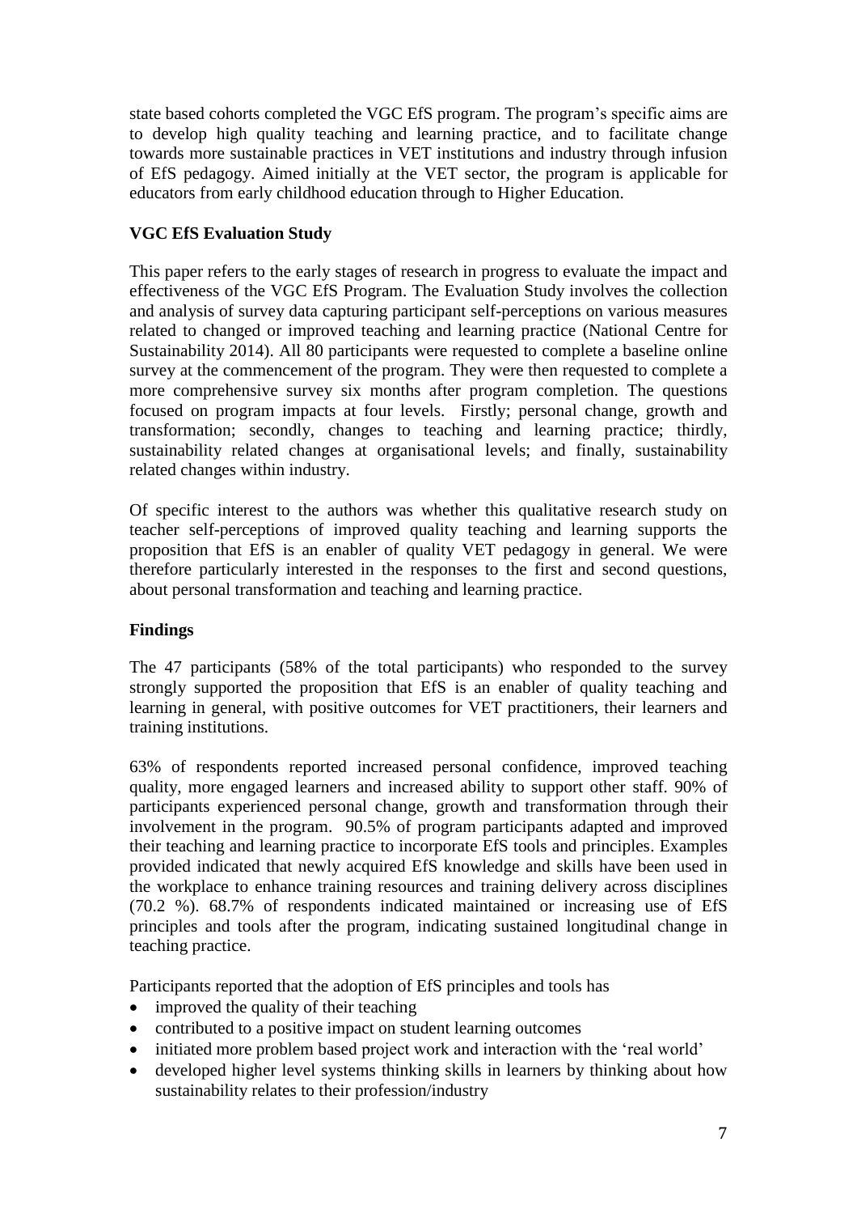state based cohorts completed the VGC EfS program. The program's specific aims are to develop high quality teaching and learning practice, and to facilitate change towards more sustainable practices in VET institutions and industry through infusion of EfS pedagogy. Aimed initially at the VET sector, the program is applicable for educators from early childhood education through to Higher Education.

**VGC EfS Evaluation Study**

This paper refers to the early stages of research in progress to evaluate the impact and effectiveness of the VGC EfS Program. The Evaluation Study involves the collection and analysis of survey data capturing participant self-perceptions on various measures related to changed or improved teaching and learning practice (National Centre for Sustainability 2014). All 80 participants were requested to complete a baseline online survey at the commencement of the program. They were then requested to complete a more comprehensive survey six months after program completion. The questions focused on program impacts at four levels. Firstly; personal change, growth and transformation; secondly, changes to teaching and learning practice; thirdly, sustainability related changes at organisational levels; and finally, sustainability related changes within industry.

Of specific interest to the authors was whether this qualitative research study on teacher self-perceptions of improved quality teaching and learning supports the proposition that EfS is an enabler of quality VET pedagogy in general. We were therefore particularly interested in the responses to the first and second questions, about personal transformation and teaching and learning practice.

**Findings**

The 47 participants (58% of the total participants) who responded to the survey strongly supported the proposition that EfS is an enabler of quality teaching and learning in general, with positive outcomes for VET practitioners, their learners and training institutions.

63% of respondents reported increased personal confidence, improved teaching quality, more engaged learners and increased ability to support other staff. 90% of participants experienced personal change, growth and transformation through their involvement in the program. 90.5% of program participants adapted and improved their teaching and learning practice to incorporate EfS tools and principles. Examples provided indicated that newly acquired EfS knowledge and skills have been used in the workplace to enhance training resources and training delivery across disciplines (70.2 %). 68.7% of respondents indicated maintained or increasing use of EfS principles and tools after the program, indicating sustained longitudinal change in teaching practice.

Participants reported that the adoption of EfS principles and tools has

- improved the quality of their teaching
- contributed to a positive impact on student learning outcomes
- initiated more problem based project work and interaction with the 'real world'
- developed higher level systems thinking skills in learners by thinking about how sustainability relates to their profession/industry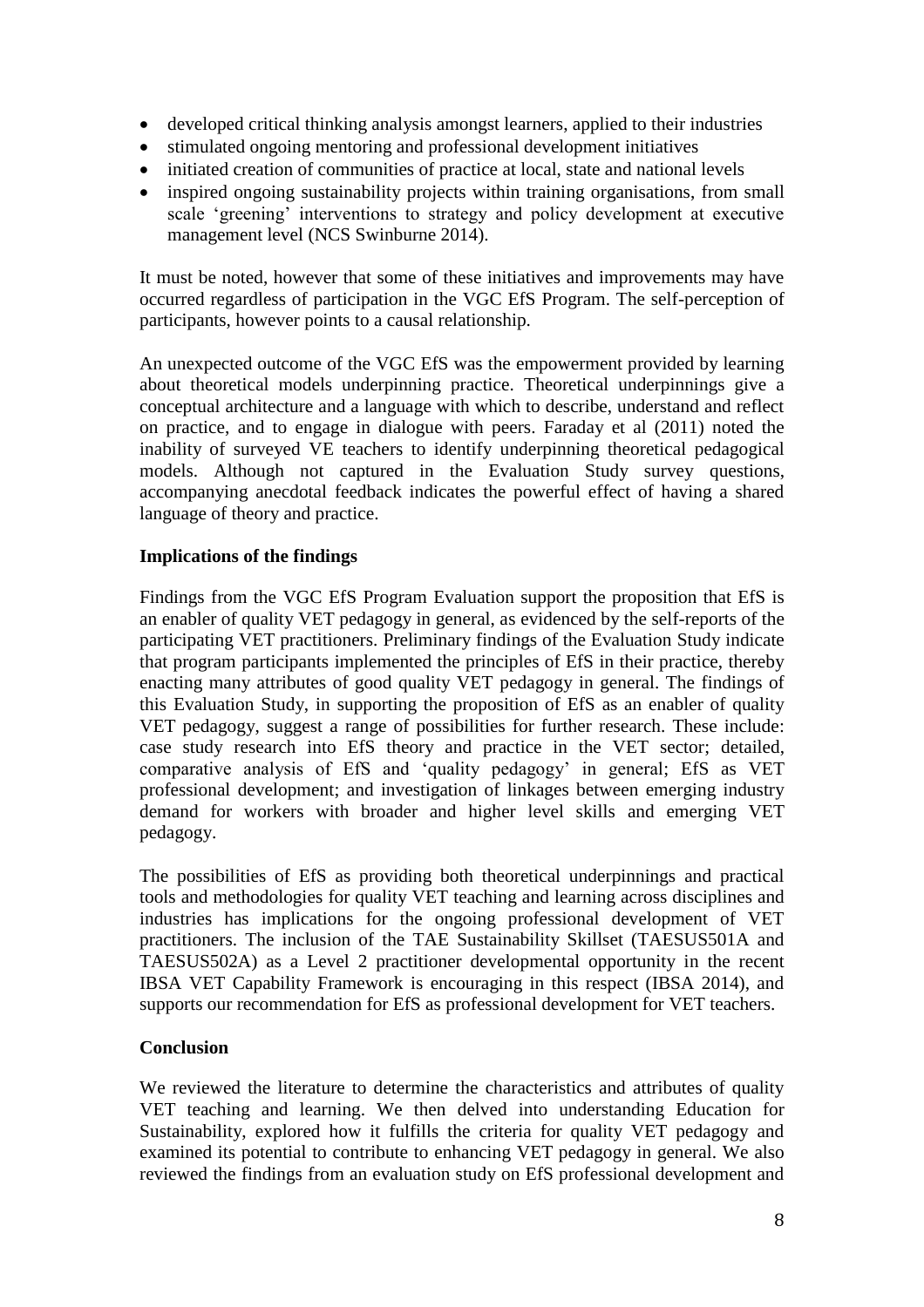- developed critical thinking analysis amongst learners, applied to their industries
- stimulated ongoing mentoring and professional development initiatives
- initiated creation of communities of practice at local, state and national levels
- inspired ongoing sustainability projects within training organisations, from small scale 'greening' interventions to strategy and policy development at executive management level (NCS Swinburne 2014).

It must be noted, however that some of these initiatives and improvements may have occurred regardless of participation in the VGC EfS Program. The self-perception of participants, however points to a causal relationship.

An unexpected outcome of the VGC EfS was the empowerment provided by learning about theoretical models underpinning practice. Theoretical underpinnings give a conceptual architecture and a language with which to describe, understand and reflect on practice, and to engage in dialogue with peers. Faraday et al (2011) noted the inability of surveyed VE teachers to identify underpinning theoretical pedagogical models. Although not captured in the Evaluation Study survey questions, accompanying anecdotal feedback indicates the powerful effect of having a shared language of theory and practice.

**Implications of the findings**

Findings from the VGC EfS Program Evaluation support the proposition that EfS is an enabler of quality VET pedagogy in general, as evidenced by the self-reports of the participating VET practitioners. Preliminary findings of the Evaluation Study indicate that program participants implemented the principles of EfS in their practice, thereby enacting many attributes of good quality VET pedagogy in general. The findings of this Evaluation Study, in supporting the proposition of EfS as an enabler of quality VET pedagogy, suggest a range of possibilities for further research. These include: case study research into EfS theory and practice in the VET sector; detailed, comparative analysis of EfS and 'quality pedagogy' in general; EfS as VET professional development; and investigation of linkages between emerging industry demand for workers with broader and higher level skills and emerging VET pedagogy.

The possibilities of EfS as providing both theoretical underpinnings and practical tools and methodologies for quality VET teaching and learning across disciplines and industries has implications for the ongoing professional development of VET practitioners. The inclusion of the TAE Sustainability Skillset (TAESUS501A and TAESUS502A) as a Level 2 practitioner developmental opportunity in the recent IBSA VET Capability Framework is encouraging in this respect (IBSA 2014), and supports our recommendation for EfS as professional development for VET teachers.

**Conclusion**

We reviewed the literature to determine the characteristics and attributes of quality VET teaching and learning. We then delved into understanding Education for Sustainability, explored how it fulfills the criteria for quality VET pedagogy and examined its potential to contribute to enhancing VET pedagogy in general. We also reviewed the findings from an evaluation study on EfS professional development and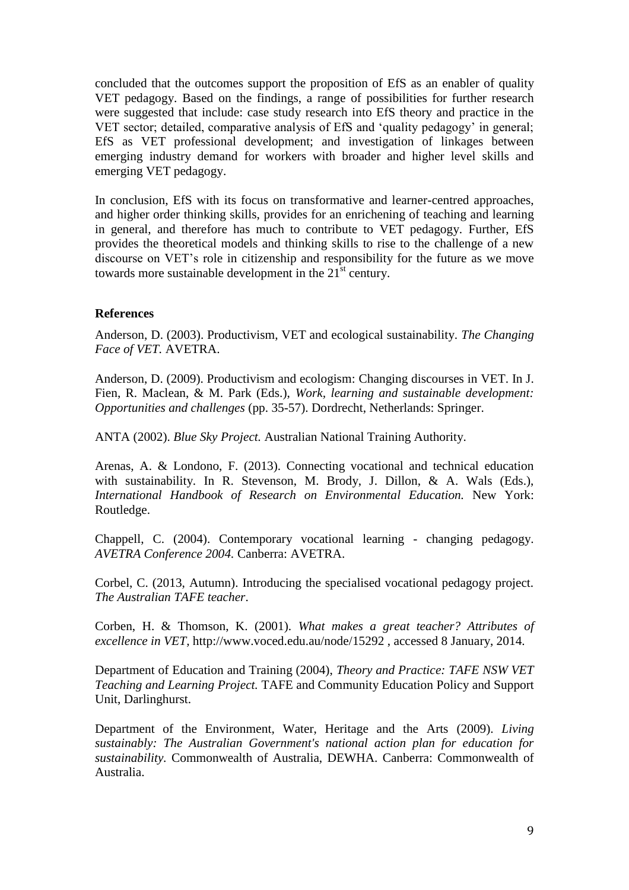concluded that the outcomes support the proposition of EfS as an enabler of quality VET pedagogy. Based on the findings, a range of possibilities for further research were suggested that include: case study research into EfS theory and practice in the VET sector; detailed, comparative analysis of EfS and 'quality pedagogy' in general; EfS as VET professional development; and investigation of linkages between emerging industry demand for workers with broader and higher level skills and emerging VET pedagogy.

In conclusion, EfS with its focus on transformative and learner-centred approaches, and higher order thinking skills, provides for an enrichening of teaching and learning in general, and therefore has much to contribute to VET pedagogy. Further, EfS provides the theoretical models and thinking skills to rise to the challenge of a new discourse on VET's role in citizenship and responsibility for the future as we move towards more sustainable development in the 21st century.

**References**

Anderson, D. (2003). Productivism, VET and ecological sustainability. *The Changing Face of VET.* AVETRA.

Anderson, D. (2009). Productivism and ecologism: Changing discourses in VET. In J. Fien, R. Maclean, & M. Park (Eds.), *Work, learning and sustainable development: Opportunities and challenges* (pp. 35-57). Dordrecht, Netherlands: Springer.

ANTA (2002). *Blue Sky Project.* Australian National Training Authority.

Arenas, A. & Londono, F. (2013). Connecting vocational and technical education with sustainability. In R. Stevenson, M. Brody, J. Dillon, & A. Wals (Eds.), *International Handbook of Research on Environmental Education.* New York: Routledge.

Chappell, C. (2004). Contemporary vocational learning - changing pedagogy. *AVETRA Conference 2004.* Canberra: AVETRA.

Corbel, C. (2013, Autumn). Introducing the specialised vocational pedagogy project. *The Australian TAFE teacher*.

Corben, H. & Thomson, K. (2001). *What makes a great teacher? Attributes of excellence in VET,* http://www.voced.edu.au/node/15292 , accessed 8 January, 2014.

Department of Education and Training (2004), *Theory and Practice: TAFE NSW VET Teaching and Learning Project.* TAFE and Community Education Policy and Support Unit, Darlinghurst.

Department of the Environment, Water, Heritage and the Arts (2009). *Living sustainably: The Australian Government's national action plan for education for sustainability.* Commonwealth of Australia, DEWHA. Canberra: Commonwealth of Australia.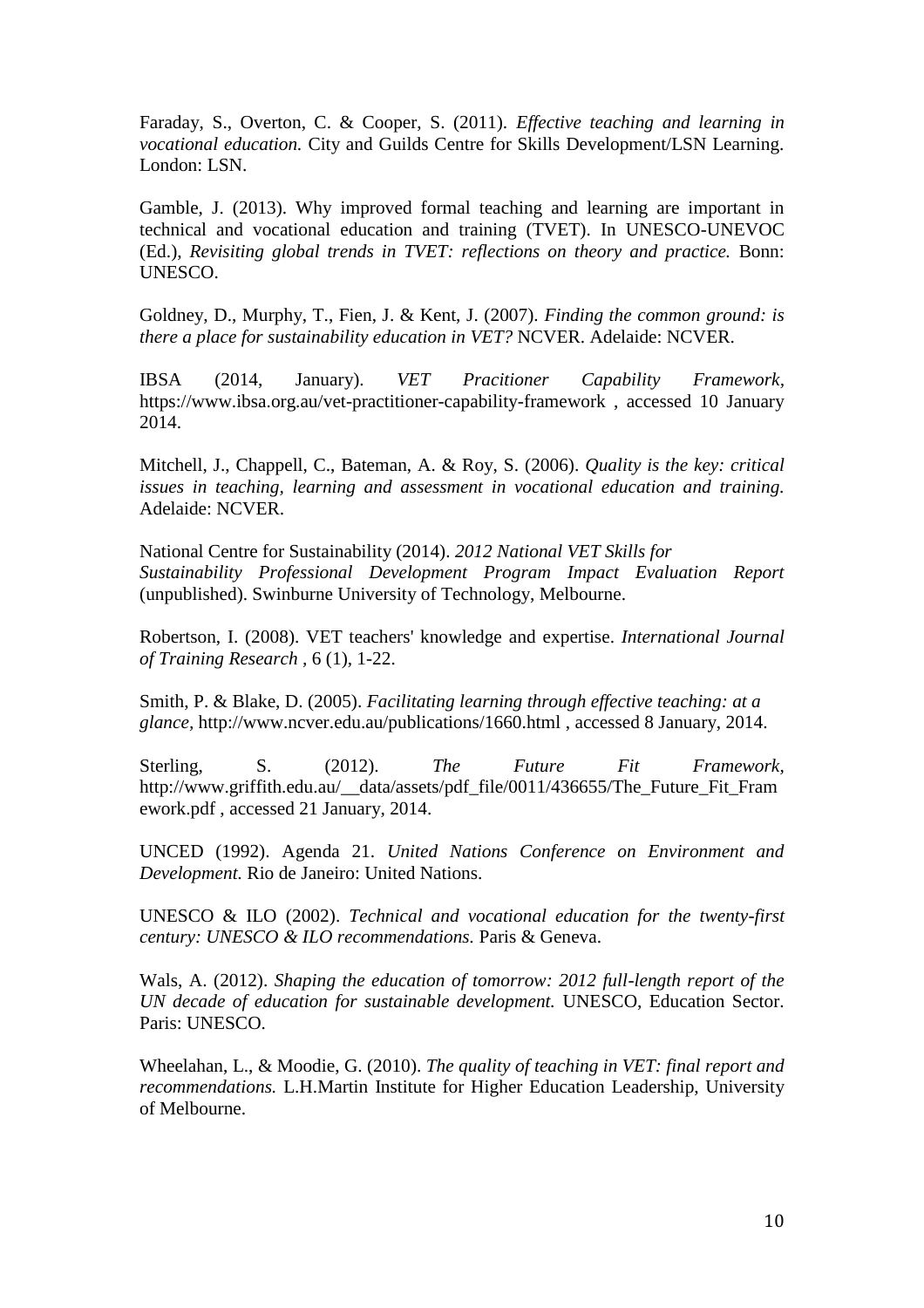Faraday, S., Overton, C. & Cooper, S. (2011). *Effective teaching and learning in vocational education.* City and Guilds Centre for Skills Development/LSN Learning. London: LSN.

Gamble, J. (2013). Why improved formal teaching and learning are important in technical and vocational education and training (TVET). In UNESCO-UNEVOC (Ed.), *Revisiting global trends in TVET: reflections on theory and practice.* Bonn: UNESCO.

Goldney, D., Murphy, T., Fien, J. & Kent, J. (2007). *Finding the common ground: is there a place for sustainability education in VET?* NCVER. Adelaide: NCVER.

IBSA (2014, January). *VET Pracitioner Capability Framework*, https://www.ibsa.org.au/vet-practitioner-capability-framework , accessed 10 January 2014.

Mitchell, J., Chappell, C., Bateman, A. & Roy, S. (2006). *Quality is the key: critical issues in teaching, learning and assessment in vocational education and training.* Adelaide: NCVER.

National Centre for Sustainability (2014). *2012 National VET Skills for Sustainability Professional Development Program Impact Evaluation Report* (unpublished). Swinburne University of Technology, Melbourne.

Robertson, I. (2008). VET teachers' knowledge and expertise. *International Journal of Training Research* , 6 (1), 1-22.

Smith, P. & Blake, D. (2005). *Facilitating learning through effective teaching: at a glance*, http://www.ncver.edu.au/publications/1660.html , accessed 8 January, 2014.

Sterling, S. (2012). *The Future Fit Framework*, http://www.griffith.edu.au/__data/assets/pdf_file/0011/436655/The_Future_Fit_Framework.pdf , accessed 21 January, 2014.

UNCED (1992). Agenda 21. *United Nations Conference on Environment and Development.* Rio de Janeiro: United Nations.

UNESCO & ILO (2002). *Technical and vocational education for the twenty-first century: UNESCO & ILO recommendations.* Paris & Geneva.

Wals, A. (2012). *Shaping the education of tomorrow: 2012 full-length report of the UN decade of education for sustainable development.* UNESCO, Education Sector. Paris: UNESCO.

Wheelahan, L., & Moodie, G. (2010). *The quality of teaching in VET: final report and recommendations.* L.H.Martin Institute for Higher Education Leadership, University of Melbourne.